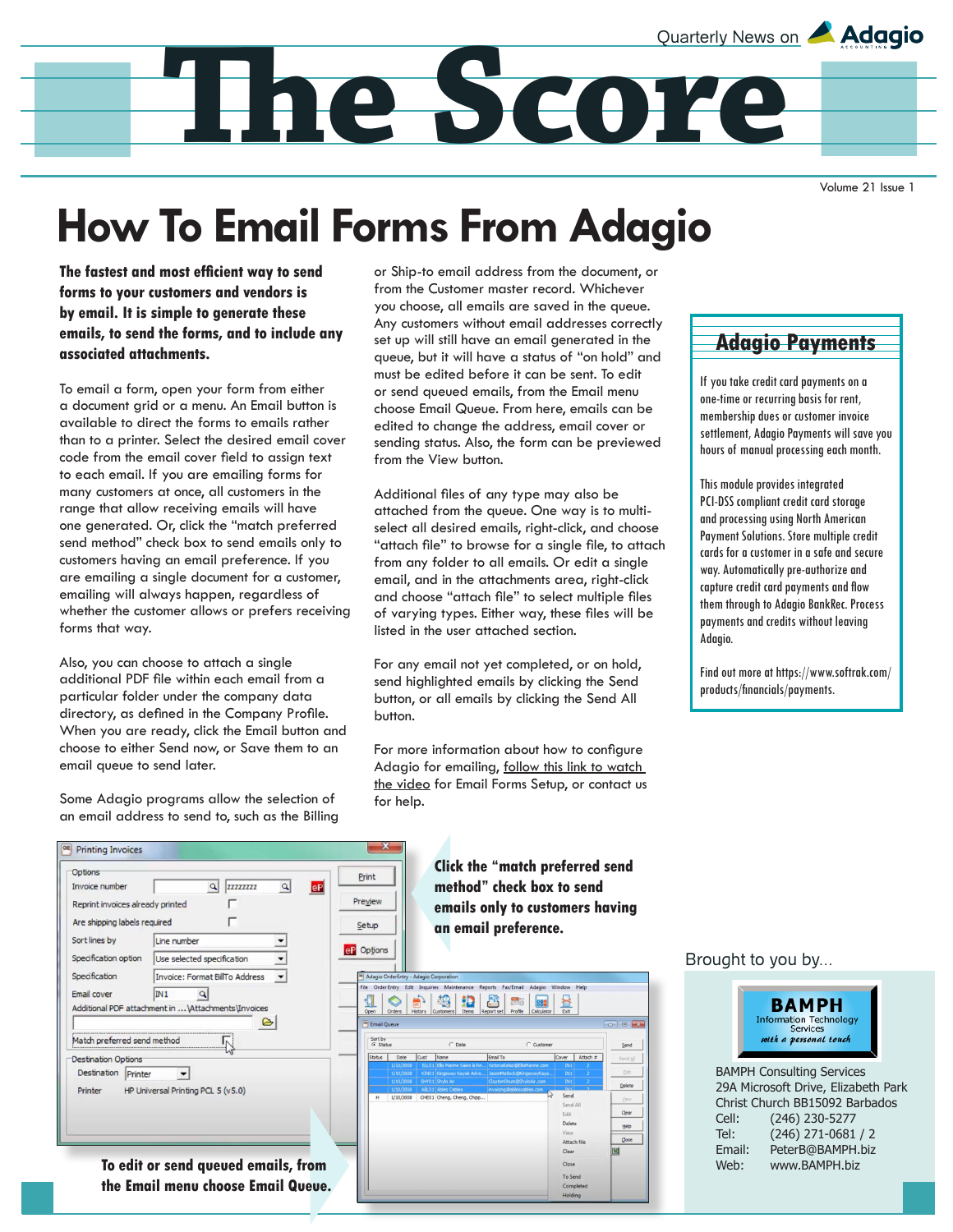Quarterly News on Adagio

# The Score

Volume 21 Issue 1

## How To Email Forms From Adagio

**The fastest and most efficient way to send forms to your customers and vendors is by email. It is simple to generate these emails, to send the forms, and to include any associated attachments.**

To email a form, open your form from either a document grid or a menu. An Email button is available to direct the forms to emails rather than to a printer. Select the desired email cover code from the email cover field to assign text to each email. If you are emailing forms for many customers at once, all customers in the range that allow receiving emails will have one generated. Or, click the "match preferred send method" check box to send emails only to customers having an email preference. If you are emailing a single document for a customer, emailing will always happen, regardless of whether the customer allows or prefers receiving forms that way.

Also, you can choose to attach a single additional PDF file within each email from a particular folder under the company data directory, as defined in the Company Profile. When you are ready, click the Email button and choose to either Send now, or Save them to an email queue to send later.

Some Adagio programs allow the selection of an email address to send to, such as the Billing or Ship-to email address from the document, or from the Customer master record. Whichever you choose, all emails are saved in the queue. Any customers without email addresses correctly set up will still have an email generated in the queue, but it will have a status of "on hold" and must be edited before it can be sent. To edit or send queued emails, from the Email menu choose Email Queue. From here, emails can be edited to change the address, email cover or sending status. Also, the form can be previewed from the View button.

Additional files of any type may also be attached from the queue. One way is to multi-select all desired emails, right-click, and choose "attach file" to browse for a single file, to attach from any folder to all emails. Or edit a single email, and in the attachments area, right-click and choose "attach file" to select multiple files of varying types. Either way, these files will be listed in the user attached section.

For any email not yet completed, or on hold, send highlighted emails by clicking the Send button, or all emails by clicking the Send All button.

For more information about how to configure Adagio for emailing, follow this link to watch the video for Email Forms Setup, or contact us for help.

**Click the "match preferred send method" check box to send emails only to customers having an email preference.**

**To edit or send queued emails, from the Email menu choose Email Queue.**

### Adagio Payments

If you take credit card payments on a one-time or recurring basis for rent, membership dues or customer invoice settlement, Adagio Payments will save you hours of manual processing each month.

This module provides integrated PCI-DSS compliant credit card storage and processing using North American Payment Solutions. Store multiple credit cards for a customer in a safe and secure way. Automatically pre-authorize and capture credit card payments and flow them through to Adagio BankRec. Process payments and credits without leaving Adagio.

Find out more at https://www.softrak.com/products/financials/payments.

Brought to you by...

BAMPH Information Technology Services *with a personal touch*

BAMPH Consulting Services
29A Microsoft Drive, Elizabeth Park
Christ Church BB15092 Barbados
Cell: (246) 230-5277
Tel: (246) 271-0681 / 2
Email: PeterB@BAMPH.biz
Web: www.BAMPH.biz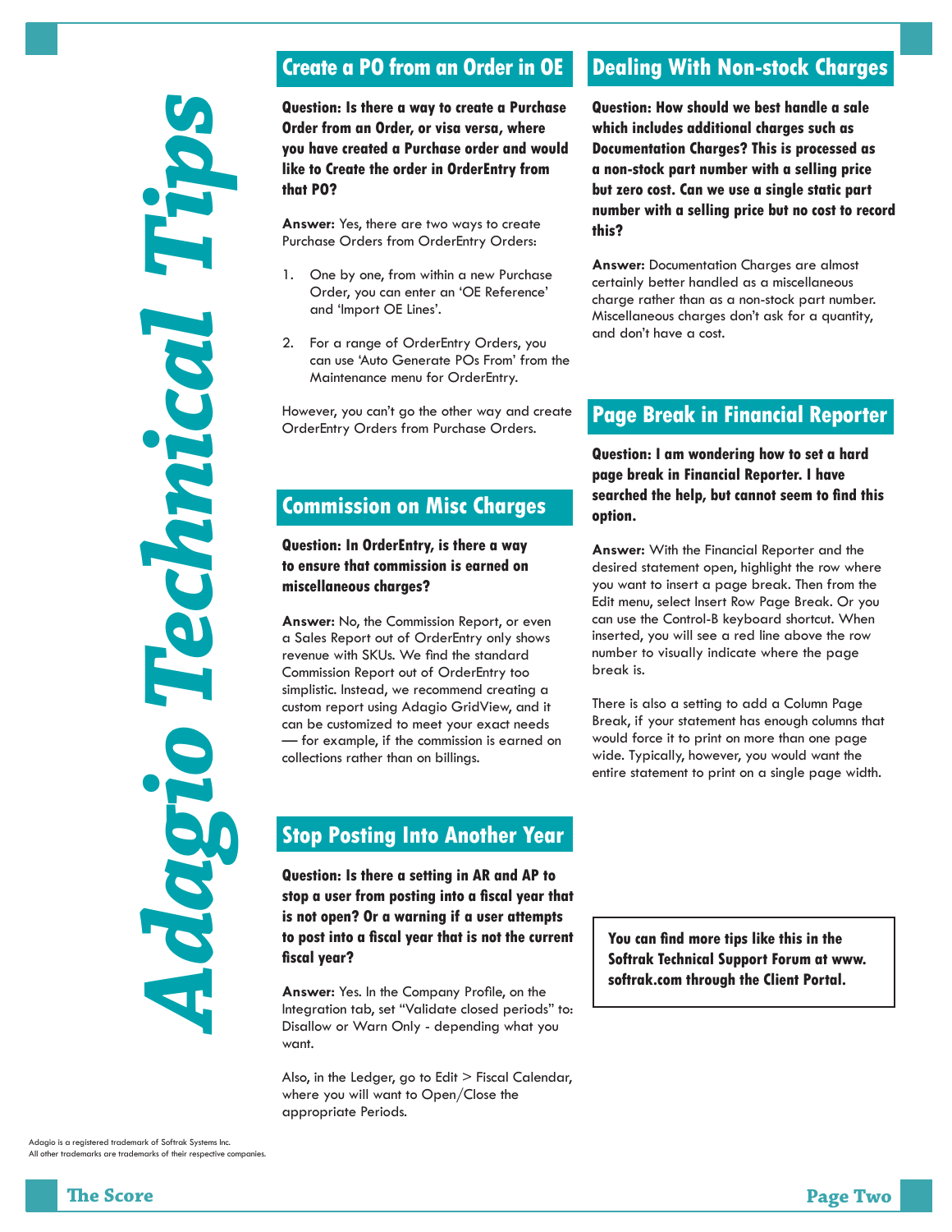# Adagio Technical Tips

## Create a PO from an Order in OE

**Question: Is there a way to create a Purchase Order from an Order, or visa versa, where you have created a Purchase order and would like to Create the order in OrderEntry from that PO?**

**Answer:** Yes, there are two ways to create Purchase Orders from OrderEntry Orders:

1. One by one, from within a new Purchase Order, you can enter an 'OE Reference' and 'Import OE Lines'.
2. For a range of OrderEntry Orders, you can use 'Auto Generate POs From' from the Maintenance menu for OrderEntry.

However, you can't go the other way and create OrderEntry Orders from Purchase Orders.

## Commission on Misc Charges

**Question: In OrderEntry, is there a way to ensure that commission is earned on miscellaneous charges?**

**Answer:** No, the Commission Report, or even a Sales Report out of OrderEntry only shows revenue with SKUs. We find the standard Commission Report out of OrderEntry too simplistic. Instead, we recommend creating a custom report using Adagio GridView, and it can be customized to meet your exact needs — for example, if the commission is earned on collections rather than on billings.

## Stop Posting Into Another Year

**Question: Is there a setting in AR and AP to stop a user from posting into a fiscal year that is not open? Or a warning if a user attempts to post into a fiscal year that is not the current fiscal year?**

**Answer:** Yes. In the Company Profile, on the Integration tab, set "Validate closed periods" to: Disallow or Warn Only - depending what you want.

Also, in the Ledger, go to Edit > Fiscal Calendar, where you will want to Open/Close the appropriate Periods.

## Dealing With Non-stock Charges

**Question: How should we best handle a sale which includes additional charges such as Documentation Charges? This is processed as a non-stock part number with a selling price but zero cost. Can we use a single static part number with a selling price but no cost to record this?**

**Answer:** Documentation Charges are almost certainly better handled as a miscellaneous charge rather than as a non-stock part number. Miscellaneous charges don't ask for a quantity, and don't have a cost.

## Page Break in Financial Reporter

**Question: I am wondering how to set a hard page break in Financial Reporter. I have searched the help, but cannot seem to find this option.**

**Answer:** With the Financial Reporter and the desired statement open, highlight the row where you want to insert a page break. Then from the Edit menu, select Insert Row Page Break. Or you can use the Control-B keyboard shortcut. When inserted, you will see a red line above the row number to visually indicate where the page break is.

There is also a setting to add a Column Page Break, if your statement has enough columns that would force it to print on more than one page wide. Typically, however, you would want the entire statement to print on a single page width.

**You can find more tips like this in the Softrak Technical Support Forum at www.softrak.com through the Client Portal.**

Adagio is a registered trademark of Softrak Systems Inc.
All other trademarks are trademarks of their respective companies.